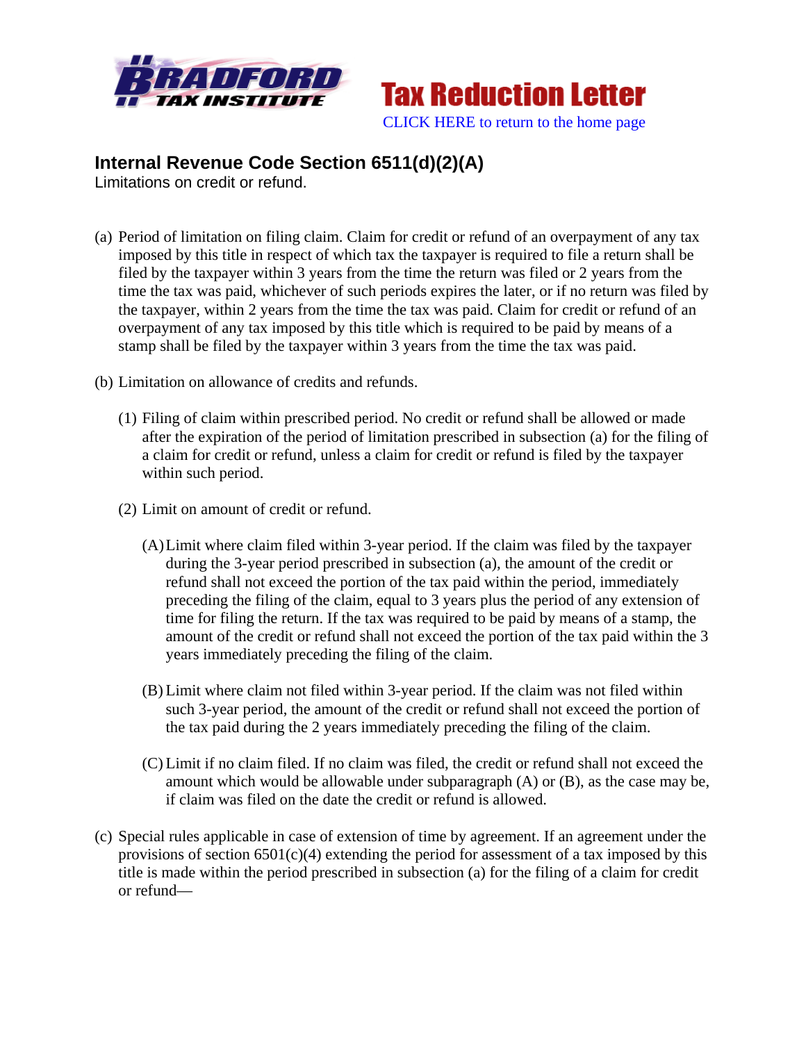Bradford Tax Institute — Tax Reduction Letter

CLICK HERE to return to the home page

# Internal Revenue Code Section 6511(d)(2)(A)

Limitations on credit or refund.

(a) Period of limitation on filing claim. Claim for credit or refund of an overpayment of any tax imposed by this title in respect of which tax the taxpayer is required to file a return shall be filed by the taxpayer within 3 years from the time the return was filed or 2 years from the time the tax was paid, whichever of such periods expires the later, or if no return was filed by the taxpayer, within 2 years from the time the tax was paid. Claim for credit or refund of an overpayment of any tax imposed by this title which is required to be paid by means of a stamp shall be filed by the taxpayer within 3 years from the time the tax was paid.

(b) Limitation on allowance of credits and refunds.

(1) Filing of claim within prescribed period. No credit or refund shall be allowed or made after the expiration of the period of limitation prescribed in subsection (a) for the filing of a claim for credit or refund, unless a claim for credit or refund is filed by the taxpayer within such period.

(2) Limit on amount of credit or refund.

(A) Limit where claim filed within 3-year period. If the claim was filed by the taxpayer during the 3-year period prescribed in subsection (a), the amount of the credit or refund shall not exceed the portion of the tax paid within the period, immediately preceding the filing of the claim, equal to 3 years plus the period of any extension of time for filing the return. If the tax was required to be paid by means of a stamp, the amount of the credit or refund shall not exceed the portion of the tax paid within the 3 years immediately preceding the filing of the claim.

(B) Limit where claim not filed within 3-year period. If the claim was not filed within such 3-year period, the amount of the credit or refund shall not exceed the portion of the tax paid during the 2 years immediately preceding the filing of the claim.

(C) Limit if no claim filed. If no claim was filed, the credit or refund shall not exceed the amount which would be allowable under subparagraph (A) or (B), as the case may be, if claim was filed on the date the credit or refund is allowed.

(c) Special rules applicable in case of extension of time by agreement. If an agreement under the provisions of section 6501(c)(4) extending the period for assessment of a tax imposed by this title is made within the period prescribed in subsection (a) for the filing of a claim for credit or refund—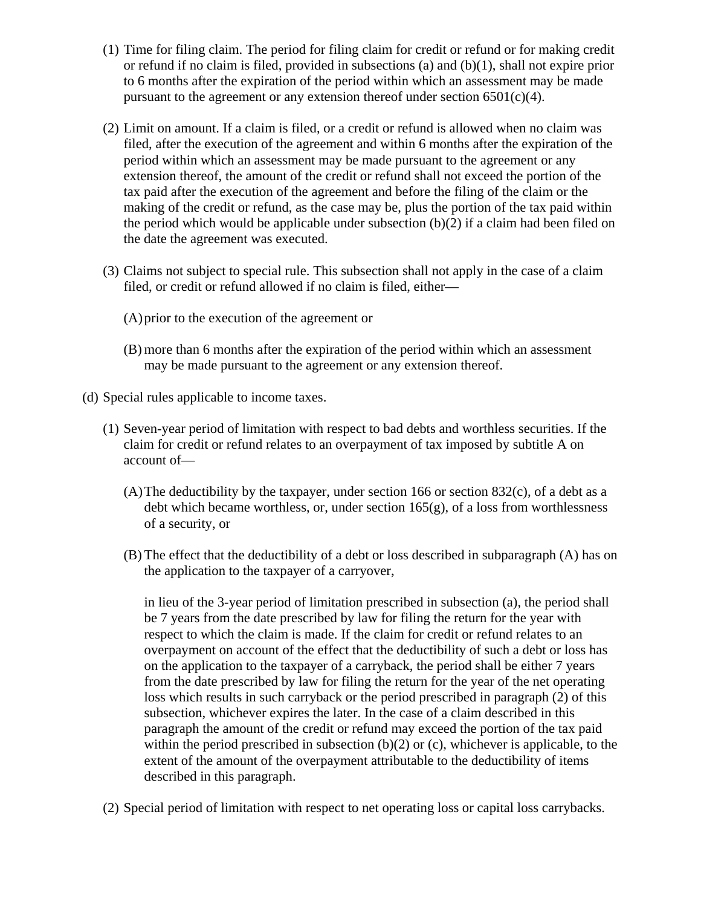(1) Time for filing claim. The period for filing claim for credit or refund or for making credit or refund if no claim is filed, provided in subsections (a) and (b)(1), shall not expire prior to 6 months after the expiration of the period within which an assessment may be made pursuant to the agreement or any extension thereof under section 6501(c)(4).

(2) Limit on amount. If a claim is filed, or a credit or refund is allowed when no claim was filed, after the execution of the agreement and within 6 months after the expiration of the period within which an assessment may be made pursuant to the agreement or any extension thereof, the amount of the credit or refund shall not exceed the portion of the tax paid after the execution of the agreement and before the filing of the claim or the making of the credit or refund, as the case may be, plus the portion of the tax paid within the period which would be applicable under subsection (b)(2) if a claim had been filed on the date the agreement was executed.

(3) Claims not subject to special rule. This subsection shall not apply in the case of a claim filed, or credit or refund allowed if no claim is filed, either—

(A) prior to the execution of the agreement or

(B) more than 6 months after the expiration of the period within which an assessment may be made pursuant to the agreement or any extension thereof.

(d) Special rules applicable to income taxes.

(1) Seven-year period of limitation with respect to bad debts and worthless securities. If the claim for credit or refund relates to an overpayment of tax imposed by subtitle A on account of—

(A) The deductibility by the taxpayer, under section 166 or section 832(c), of a debt as a debt which became worthless, or, under section 165(g), of a loss from worthlessness of a security, or

(B) The effect that the deductibility of a debt or loss described in subparagraph (A) has on the application to the taxpayer of a carryover,

in lieu of the 3-year period of limitation prescribed in subsection (a), the period shall be 7 years from the date prescribed by law for filing the return for the year with respect to which the claim is made. If the claim for credit or refund relates to an overpayment on account of the effect that the deductibility of such a debt or loss has on the application to the taxpayer of a carryback, the period shall be either 7 years from the date prescribed by law for filing the return for the year of the net operating loss which results in such carryback or the period prescribed in paragraph (2) of this subsection, whichever expires the later. In the case of a claim described in this paragraph the amount of the credit or refund may exceed the portion of the tax paid within the period prescribed in subsection (b)(2) or (c), whichever is applicable, to the extent of the amount of the overpayment attributable to the deductibility of items described in this paragraph.

(2) Special period of limitation with respect to net operating loss or capital loss carrybacks.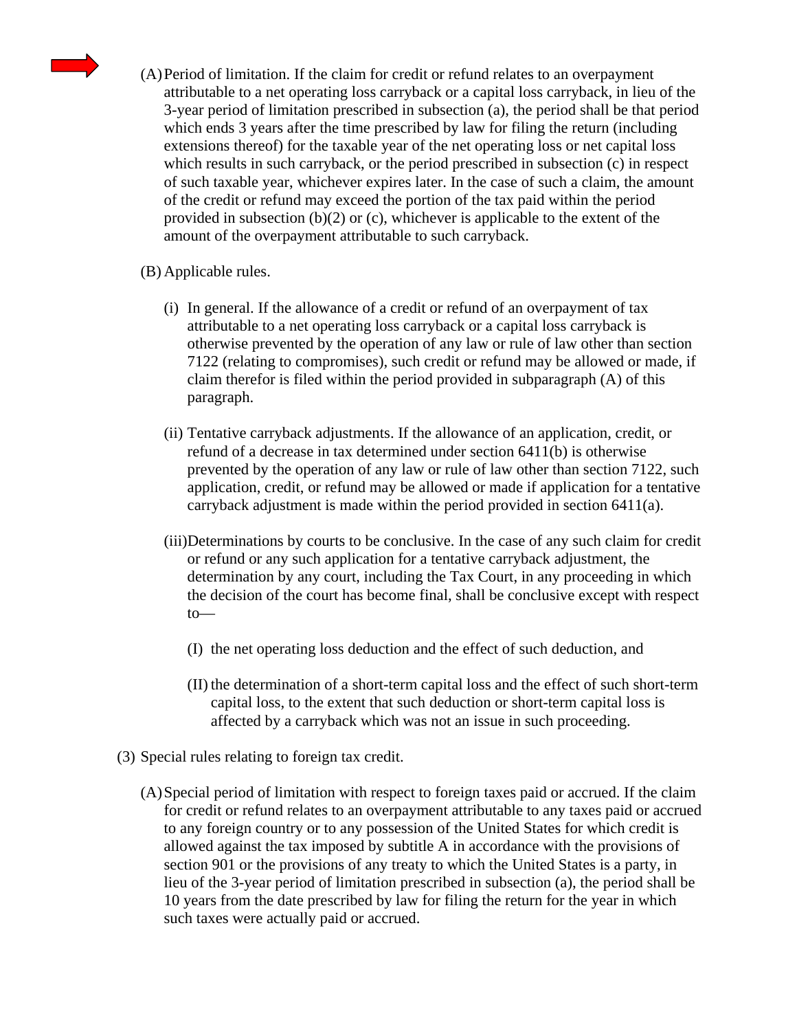(A) Period of limitation. If the claim for credit or refund relates to an overpayment attributable to a net operating loss carryback or a capital loss carryback, in lieu of the 3-year period of limitation prescribed in subsection (a), the period shall be that period which ends 3 years after the time prescribed by law for filing the return (including extensions thereof) for the taxable year of the net operating loss or net capital loss which results in such carryback, or the period prescribed in subsection (c) in respect of such taxable year, whichever expires later. In the case of such a claim, the amount of the credit or refund may exceed the portion of the tax paid within the period provided in subsection (b)(2) or (c), whichever is applicable to the extent of the amount of the overpayment attributable to such carryback.

(B) Applicable rules.

- (i) In general. If the allowance of a credit or refund of an overpayment of tax attributable to a net operating loss carryback or a capital loss carryback is otherwise prevented by the operation of any law or rule of law other than section 7122 (relating to compromises), such credit or refund may be allowed or made, if claim therefor is filed within the period provided in subparagraph (A) of this paragraph.

- (ii) Tentative carryback adjustments. If the allowance of an application, credit, or refund of a decrease in tax determined under section 6411(b) is otherwise prevented by the operation of any law or rule of law other than section 7122, such application, credit, or refund may be allowed or made if application for a tentative carryback adjustment is made within the period provided in section 6411(a).

- (iii) Determinations by courts to be conclusive. In the case of any such claim for credit or refund or any such application for a tentative carryback adjustment, the determination by any court, including the Tax Court, in any proceeding in which the decision of the court has become final, shall be conclusive except with respect to—

  - (I) the net operating loss deduction and the effect of such deduction, and

  - (II) the determination of a short-term capital loss and the effect of such short-term capital loss, to the extent that such deduction or short-term capital loss is affected by a carryback which was not an issue in such proceeding.

(3) Special rules relating to foreign tax credit.

(A) Special period of limitation with respect to foreign taxes paid or accrued. If the claim for credit or refund relates to an overpayment attributable to any taxes paid or accrued to any foreign country or to any possession of the United States for which credit is allowed against the tax imposed by subtitle A in accordance with the provisions of section 901 or the provisions of any treaty to which the United States is a party, in lieu of the 3-year period of limitation prescribed in subsection (a), the period shall be 10 years from the date prescribed by law for filing the return for the year in which such taxes were actually paid or accrued.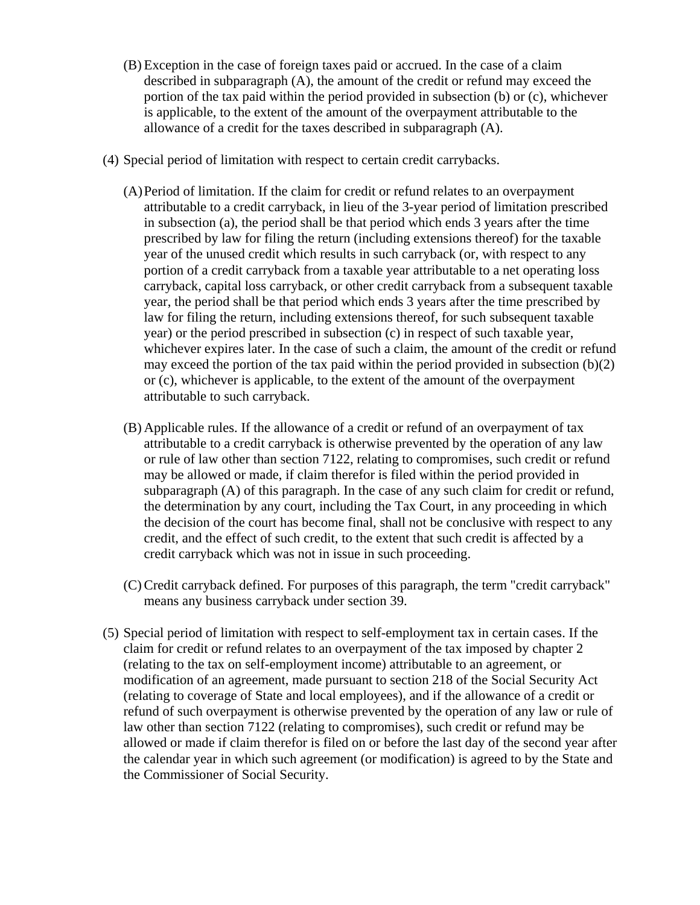(B) Exception in the case of foreign taxes paid or accrued. In the case of a claim described in subparagraph (A), the amount of the credit or refund may exceed the portion of the tax paid within the period provided in subsection (b) or (c), whichever is applicable, to the extent of the amount of the overpayment attributable to the allowance of a credit for the taxes described in subparagraph (A).

(4) Special period of limitation with respect to certain credit carrybacks.

(A) Period of limitation. If the claim for credit or refund relates to an overpayment attributable to a credit carryback, in lieu of the 3-year period of limitation prescribed in subsection (a), the period shall be that period which ends 3 years after the time prescribed by law for filing the return (including extensions thereof) for the taxable year of the unused credit which results in such carryback (or, with respect to any portion of a credit carryback from a taxable year attributable to a net operating loss carryback, capital loss carryback, or other credit carryback from a subsequent taxable year, the period shall be that period which ends 3 years after the time prescribed by law for filing the return, including extensions thereof, for such subsequent taxable year) or the period prescribed in subsection (c) in respect of such taxable year, whichever expires later. In the case of such a claim, the amount of the credit or refund may exceed the portion of the tax paid within the period provided in subsection (b)(2) or (c), whichever is applicable, to the extent of the amount of the overpayment attributable to such carryback.

(B) Applicable rules. If the allowance of a credit or refund of an overpayment of tax attributable to a credit carryback is otherwise prevented by the operation of any law or rule of law other than section 7122, relating to compromises, such credit or refund may be allowed or made, if claim therefor is filed within the period provided in subparagraph (A) of this paragraph. In the case of any such claim for credit or refund, the determination by any court, including the Tax Court, in any proceeding in which the decision of the court has become final, shall not be conclusive with respect to any credit, and the effect of such credit, to the extent that such credit is affected by a credit carryback which was not in issue in such proceeding.

(C) Credit carryback defined. For purposes of this paragraph, the term "credit carryback" means any business carryback under section 39.

(5) Special period of limitation with respect to self-employment tax in certain cases. If the claim for credit or refund relates to an overpayment of the tax imposed by chapter 2 (relating to the tax on self-employment income) attributable to an agreement, or modification of an agreement, made pursuant to section 218 of the Social Security Act (relating to coverage of State and local employees), and if the allowance of a credit or refund of such overpayment is otherwise prevented by the operation of any law or rule of law other than section 7122 (relating to compromises), such credit or refund may be allowed or made if claim therefor is filed on or before the last day of the second year after the calendar year in which such agreement (or modification) is agreed to by the State and the Commissioner of Social Security.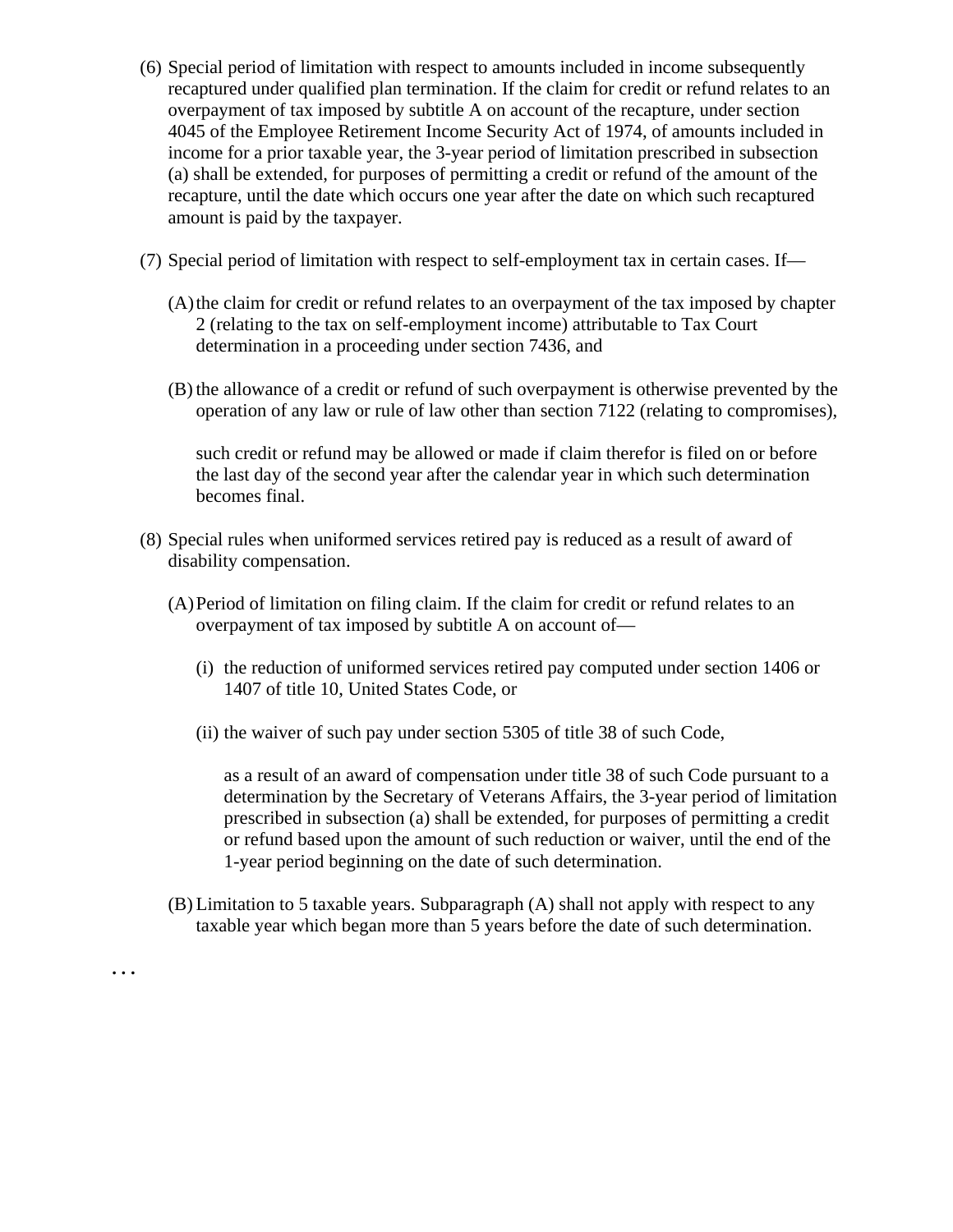(6) Special period of limitation with respect to amounts included in income subsequently recaptured under qualified plan termination. If the claim for credit or refund relates to an overpayment of tax imposed by subtitle A on account of the recapture, under section 4045 of the Employee Retirement Income Security Act of 1974, of amounts included in income for a prior taxable year, the 3-year period of limitation prescribed in subsection (a) shall be extended, for purposes of permitting a credit or refund of the amount of the recapture, until the date which occurs one year after the date on which such recaptured amount is paid by the taxpayer.

(7) Special period of limitation with respect to self-employment tax in certain cases. If—

  (A) the claim for credit or refund relates to an overpayment of the tax imposed by chapter 2 (relating to the tax on self-employment income) attributable to Tax Court determination in a proceeding under section 7436, and

  (B) the allowance of a credit or refund of such overpayment is otherwise prevented by the operation of any law or rule of law other than section 7122 (relating to compromises),

  such credit or refund may be allowed or made if claim therefor is filed on or before the last day of the second year after the calendar year in which such determination becomes final.

(8) Special rules when uniformed services retired pay is reduced as a result of award of disability compensation.

  (A) Period of limitation on filing claim. If the claim for credit or refund relates to an overpayment of tax imposed by subtitle A on account of—

    (i) the reduction of uniformed services retired pay computed under section 1406 or 1407 of title 10, United States Code, or

    (ii) the waiver of such pay under section 5305 of title 38 of such Code,

    as a result of an award of compensation under title 38 of such Code pursuant to a determination by the Secretary of Veterans Affairs, the 3-year period of limitation prescribed in subsection (a) shall be extended, for purposes of permitting a credit or refund based upon the amount of such reduction or waiver, until the end of the 1-year period beginning on the date of such determination.

  (B) Limitation to 5 taxable years. Subparagraph (A) shall not apply with respect to any taxable year which began more than 5 years before the date of such determination.

. . .